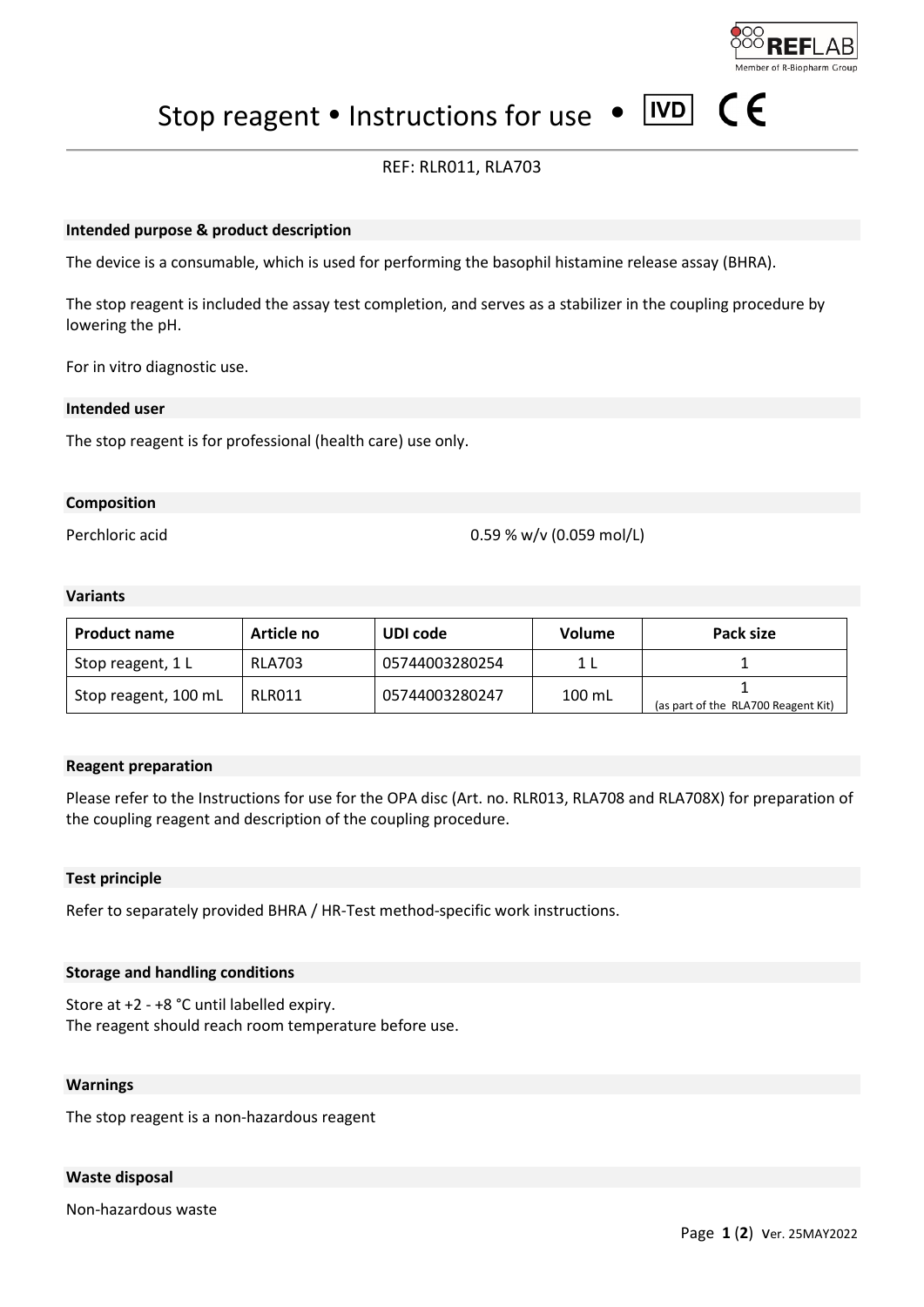# Stop reagent • Instructions for use • IVD CE

REF: RLR011, RLA703

## Intended purpose & product description

The device is a consumable, which is used for performing the basophil histamine release assay (BHRA).

The stop reagent is included the assay test completion, and serves as a stabilizer in the coupling procedure by lowering the pH.

For in vitro diagnostic use.

## Intended user

The stop reagent is for professional (health care) use only.

## Composition

Perchloric acid 0.59 % w/v (0.059 mol/L)

## Variants

| Product name | Article no | UDI code | Volume | Pack size |
|---|---|---|---|---|
| Stop reagent, 1 L | RLA703 | 05744003280254 | 1 L | 1 |
| Stop reagent, 100 mL | RLR011 | 05744003280247 | 100 mL | 1 (as part of the RLA700 Reagent Kit) |

## Reagent preparation

Please refer to the Instructions for use for the OPA disc (Art. no. RLR013, RLA708 and RLA708X) for preparation of the coupling reagent and description of the coupling procedure.

## Test principle

Refer to separately provided BHRA / HR-Test method-specific work instructions.

## Storage and handling conditions

Store at +2 - +8 °C until labelled expiry.
The reagent should reach room temperature before use.

## Warnings

The stop reagent is a non-hazardous reagent

## Waste disposal

Non-hazardous waste

Ver. 25MAY2022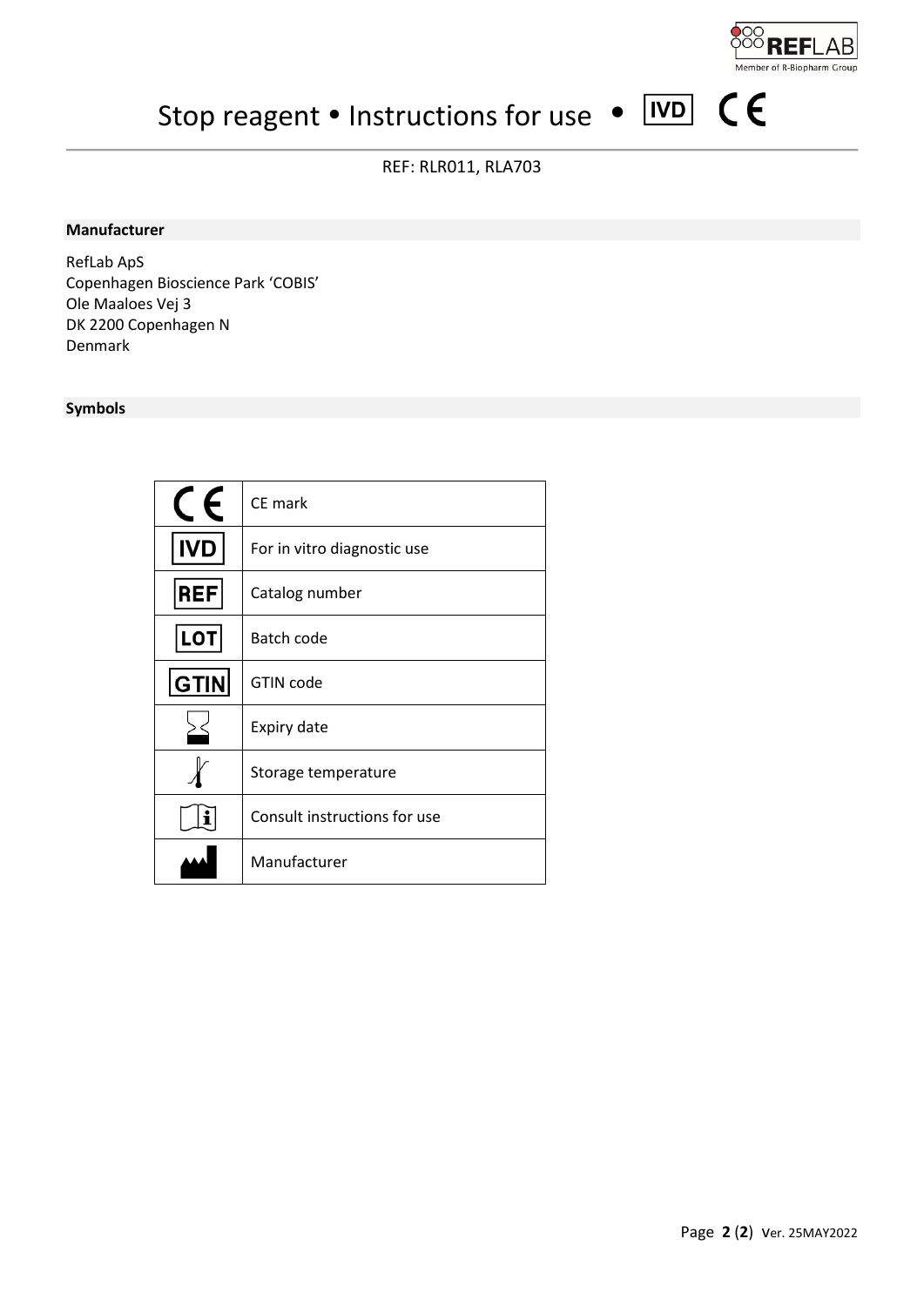# Stop reagent • Instructions for use • IVD CE

REF: RLR011, RLA703

## Manufacturer

RefLab ApS
Copenhagen Bioscience Park 'COBIS'
Ole Maaloes Vej 3
DK 2200 Copenhagen N
Denmark

## Symbols

| | |
|---|---|
| CE | CE mark |
| IVD | For in vitro diagnostic use |
| REF | Catalog number |
| LOT | Batch code |
| GTIN | GTIN code |
| | Expiry date |
| | Storage temperature |
| | Consult instructions for use |
| | Manufacturer |